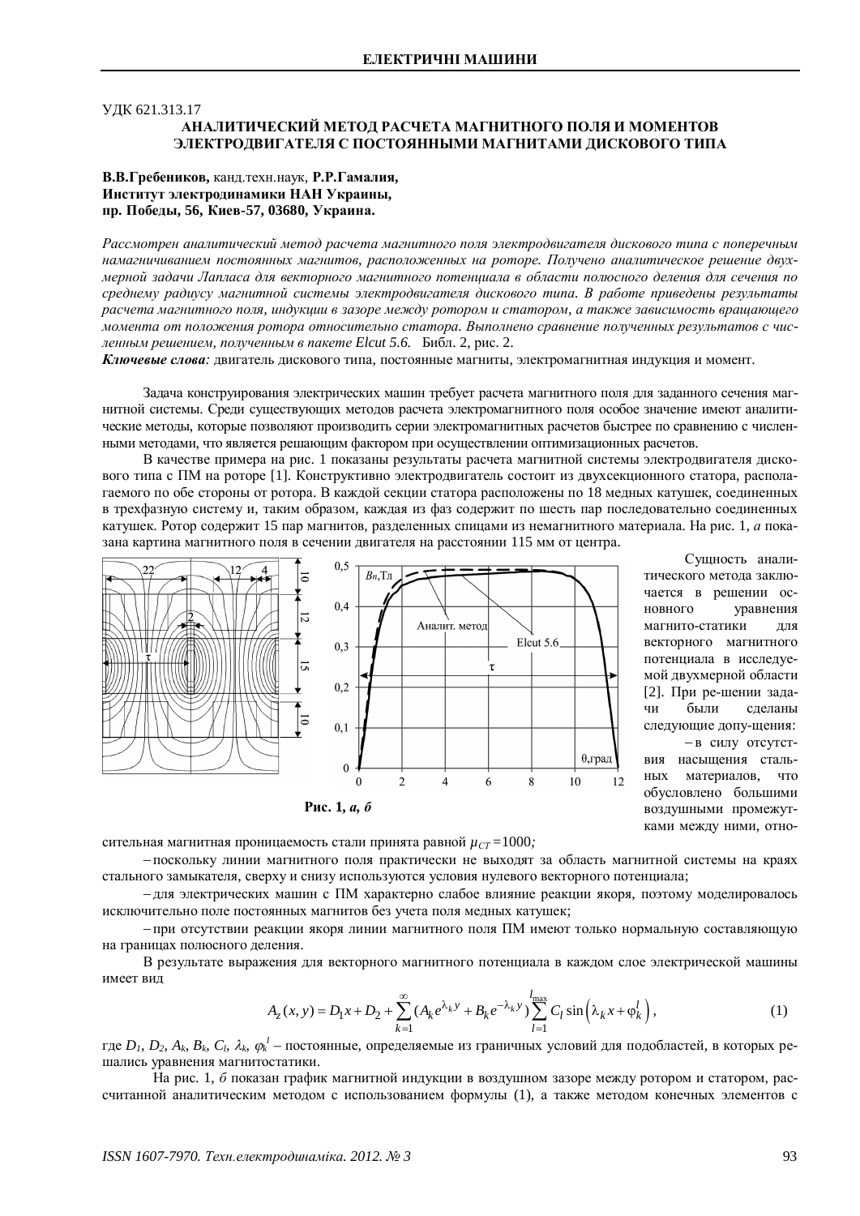УДК 621.313.17

# АНАЛИТИЧЕСКИЙ МЕТОД РАСЧЕТА МАГНИТНОГО ПОЛЯ И МОМЕНТОВ ЭЛЕКТРОДВИГАТЕЛЯ С ПОСТОЯННЫМИ МАГНИТАМИ ДИСКОВОГО ТИПА

**В.В.Гребеников,** канд.техн.наук, **Р.Р.Гамалия,**
**Институт электродинамики НАН Украины,**
**пр. Победы, 56, Киев-57, 03680, Украина.**

*Рассмотрен аналитический метод расчета магнитного поля электродвигателя дискового типа с поперечным намагничиванием постоянных магнитов, расположенных на роторе. Получено аналитическое решение двухмерной задачи Лапласа для векторного магнитного потенциала в области полюсного деления для сечения по среднему радиусу магнитной системы электродвигателя дискового типа. В работе приведены результаты расчета магнитного поля, индукции в зазоре между ротором и статором, а также зависимость вращающего момента от положения ротора относительно статора. Выполнено сравнение полученных результатов с численным решением, полученным в пакете Elcut 5.6.* Библ. 2, рис. 2.

***Ключевые слова:*** двигатель дискового типа, постоянные магниты, электромагнитная индукция и момент.

Задача конструирования электрических машин требует расчета магнитного поля для заданного сечения магнитной системы. Среди существующих методов расчета электромагнитного поля особое значение имеют аналитические методы, которые позволяют производить серии электромагнитных расчетов быстрее по сравнению с численными методами, что является решающим фактором при осуществлении оптимизационных расчетов.

В качестве примера на рис. 1 показаны результаты расчета магнитной системы электродвигателя дискового типа с ПМ на роторе [1]. Конструктивно электродвигатель состоит из двухсекционного статора, располагаемого по обе стороны от ротора. В каждой секции статора расположены по 18 медных катушек, соединенных в трехфазную систему и, таким образом, каждая из фаз содержит по шесть пар последовательно соединенных катушек. Ротор содержит 15 пар магнитов, разделенных спицами из немагнитного материала. На рис. 1, *а* показана картина магнитного поля в сечении двигателя на расстоянии 115 мм от центра.

**Рис. 1,** ***а, б***

Сущность аналитического метода заключается в решении основного уравнения магнито-статики для векторного магнитного потенциала в исследуемой двухмерной области [2]. При решении задачи были сделаны следующие допущения:

– в силу отсутствия насыщения стальных материалов, что обусловлено большими воздушными промежутками между ними, относительная магнитная проницаемость стали принята равной $\mu_{CT}=1000$;

– поскольку линии магнитного поля практически не выходят за область магнитной системы на краях стального замыкателя, сверху и снизу используются условия нулевого векторного потенциала;

– для электрических машин с ПМ характерно слабое влияние реакции якоря, поэтому моделировалось исключительно поле постоянных магнитов без учета поля медных катушек;

– при отсутствии реакции якоря линии магнитного поля ПМ имеют только нормальную составляющую на границах полюсного деления.

В результате выражения для векторного магнитного потенциала в каждом слое электрической машины имеет вид

$$A_z(x,y) = D_1 x + D_2 + \sum_{k=1}^{\infty}\left(A_k e^{\lambda_k y} + B_k e^{-\lambda_k y}\right)\sum_{l=1}^{l_{\max}} C_l \sin\left(\lambda_k x + \varphi_k^l\right), \qquad (1)$$

где $D_1$, $D_2$, $A_k$, $B_k$, $C_l$, $\lambda_k$, $\varphi_k^l$ – постоянные, определяемые из граничных условий для подобластей, в которых решались уравнения магнитостатики.

На рис. 1, *б* показан график магнитной индукции в воздушном зазоре между ротором и статором, рассчитанной аналитическим методом с использованием формулы (1), а также методом конечных элементов с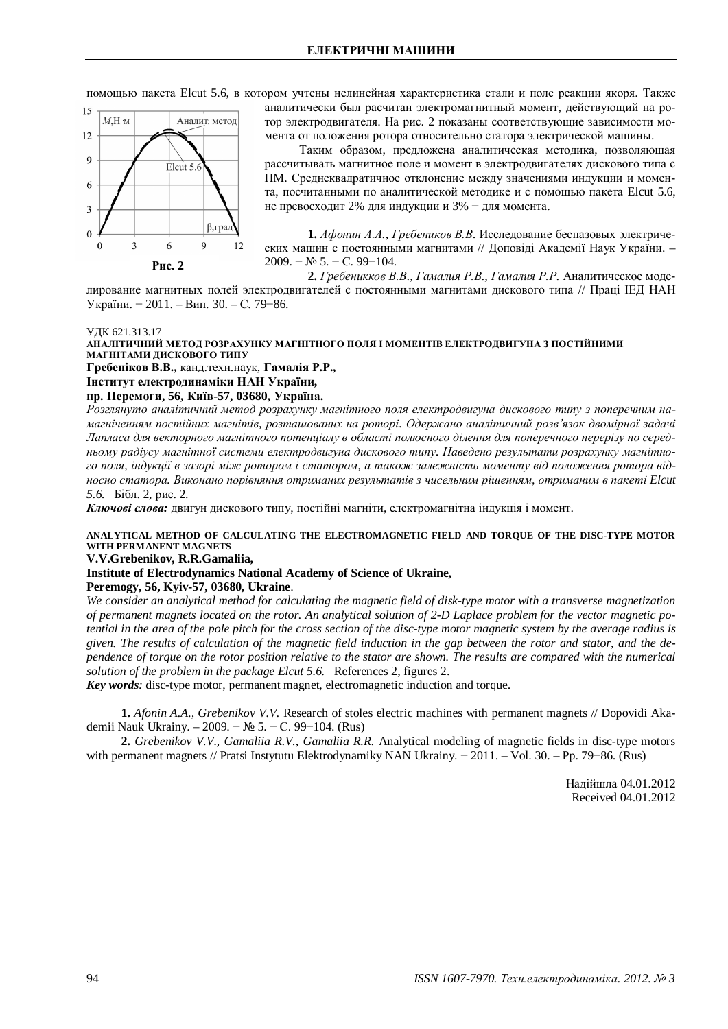помощью пакета Elcut 5.6, в котором учтены нелинейная характеристика стали и поле реакции якоря. Также аналитически был расчитан электромагнитный момент, действующий на ротор электродвигателя. На рис. 2 показаны соответствующие зависимости момента от положения ротора относительно статора электрической машины.

15
$M$,Н·м
Аналит. метод
12
9
Elcut 5.6
6
3
β,град
0
0 3 6 9 12

**Рис. 2**

Таким образом, предложена аналитическая методика, позволяющая рассчитывать магнитное поле и момент в электродвигателях дискового типа с ПМ. Среднеквадратичное отклонение между значениями индукции и момента, посчитанными по аналитической методике и с помощью пакета Elcut 5.6, не превосходит 2% для индукции и 3% − для момента.

**1.** *Афонин А.А., Гребеников В.В*. Исследование беспазовых электрических машин с постоянными магнитами // Доповіді Академії Наук України. – 2009. − № 5. − С. 99−104.

**2.** *Гребеникков В.В., Гамалия Р.В., Гамалия Р.Р.* Аналитическое моделирование магнитных полей электродвигателей с постоянными магнитами дискового типа // Праці ІЕД НАН України. − 2011. – Вип. 30. – С. 79−86.

УДК 621.313.17

**АНАЛІТИЧНИЙ МЕТОД РОЗРАХУНКУ МАГНІТНОГО ПОЛЯ І МОМЕНТІВ ЕЛЕКТРОДВИГУНА З ПОСТІЙНИМИ МАГНІТАМИ ДИСКОВОГО ТИПУ**

**Гребеніков В.В.,** канд.техн.наук, **Гамалія Р.Р.,**
**Інститут електродинаміки НАН України,**
**пр. Перемоги, 56, Київ-57, 03680, Україна.**

*Розглянуто аналітичний метод розрахунку магнітного поля електродвигуна дискового типу з поперечним намагніченням постійних магнітів, розташованих на роторі. Одержано аналітичний розв'язок двомірної задачі Лапласа для векторного магнітного потенціалу в області полюсного ділення для поперечного перерізу по середньому радіусу магнітної системи електродвигуна дискового типу. Наведено результати розрахунку магнітного поля, індукції в зазорі між ротором і статором, а також залежність моменту від положення ротора відносно статора. Виконано порівняння отриманих результатів з чисельним рішенням, отриманим в пакеті Elcut 5.6.* Бібл. 2, рис. 2.

***Ключові слова:*** двигун дискового типу, постійні магніти, електромагнітна індукція і момент.

**ANALYTICAL METHOD OF CALCULATING THE ELECTROMAGNETIC FIELD AND TORQUE OF THE DISC-TYPE MOTOR WITH PERMANENT MAGNETS**

**V.V.Grebenikov, R.R.Gamaliia,**
**Institute of Electrodynamics National Academy of Science of Ukraine,**
**Peremogy, 56, Kyiv-57, 03680, Ukraine**.

*We consider an analytical method for calculating the magnetic field of disk-type motor with a transverse magnetization of permanent magnets located on the rotor. An analytical solution of 2-D Laplace problem for the vector magnetic potential in the area of the pole pitch for the cross section of the disc-type motor magnetic system by the average radius is given. The results of calculation of the magnetic field induction in the gap between the rotor and stator, and the dependence of torque on the rotor position relative to the stator are shown. The results are compared with the numerical solution of the problem in the package Elcut 5.6.* References 2, figures 2.

***Key words****:* disc-type motor, permanent magnet, electromagnetic induction and torque.

**1.** *Afonin A.A., Grebenikov V.V.* Research of stoles electric machines with permanent magnets // Dopovidi Akademii Nauk Ukrainy. – 2009. − № 5. − С. 99−104. (Rus)

**2.** *Grebenikov V.V., Gamaliia R.V., Gamaliia R.R.* Analytical modeling of magnetic fields in disc-type motors with permanent magnets // Pratsi Instytutu Elektrodynamiky NAN Ukrainy. − 2011. – Vol. 30. – Pp. 79−86. (Rus)

Надійшла 04.01.2012
Received 04.01.2012